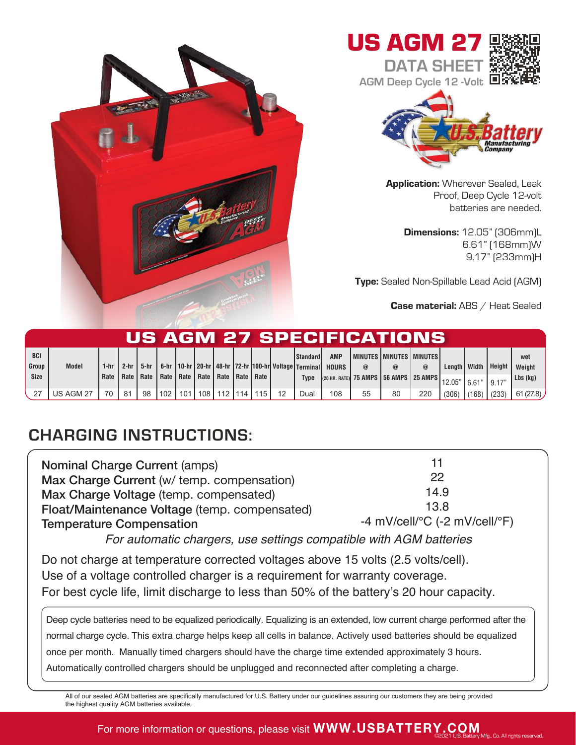# US AGM 27

## DATA SHEET

AGM Deep Cycle 12 -Volt

**Application:** Wherever Sealed, Leak Proof, Deep Cycle 12-volt batteries are needed.

**Dimensions:** 12.05" (306mm)L
6.61" (168mm)W
9.17" (233mm)H

**Type:** Sealed Non-Spillable Lead Acid (AGM)

**Case material:** ABS / Heat Sealed

## US AGM 27 SPECIFICATIONS

| BCI Group Size | Model | 1-hr Rate | 2-hr Rate | 5-hr Rate | 6-hr Rate | 10-hr Rate | 20-hr Rate | 48-hr Rate | 72-hr Rate | 100-hr Rate | Voltage | Standard Terminal Type | AMP HOURS (20 HR. RATE) | MINUTES @ 75 AMPS | MINUTES @ 56 AMPS | MINUTES @ 25 AMPS | Length | Width | Height | wet Weight Lbs (kg) |
|---|---|---|---|---|---|---|---|---|---|---|---|---|---|---|---|---|---|---|---|---|
| 27 | US AGM 27 | 70 | 81 | 98 | 102 | 101 | 108 | 112 | 114 | 115 | 12 | Dual | 108 | 55 | 80 | 220 | 12.05" (306) | 6.61" (168) | 9.17" (233) | 61 (27.8) |

## CHARGING INSTRUCTIONS:

| | |
|---|---|
| Nominal Charge Current (amps) | 11 |
| Max Charge Current (w/ temp. compensation) | 22 |
| Max Charge Voltage (temp. compensated) | 14.9 |
| Float/Maintenance Voltage (temp. compensated) | 13.8 |
| Temperature Compensation | -4 mV/cell/°C (-2 mV/cell/°F) |

*For automatic chargers, use settings compatible with AGM batteries*

Do not charge at temperature corrected voltages above 15 volts (2.5 volts/cell).
Use of a voltage controlled charger is a requirement for warranty coverage.
For best cycle life, limit discharge to less than 50% of the battery's 20 hour capacity.

Deep cycle batteries need to be equalized periodically. Equalizing is an extended, low current charge performed after the normal charge cycle. This extra charge helps keep all cells in balance. Actively used batteries should be equalized once per month. Manually timed chargers should have the charge time extended approximately 3 hours. Automatically controlled chargers should be unplugged and reconnected after completing a charge.

All of our sealed AGM batteries are specifically manufactured for U.S. Battery under our guidelines assuring our customers they are being provided the highest quality AGM batteries available.

For more information or questions, please visit **WWW.USBATTERY.COM**

©2021 U.S. Battery Mfg., Co. All rights reserved.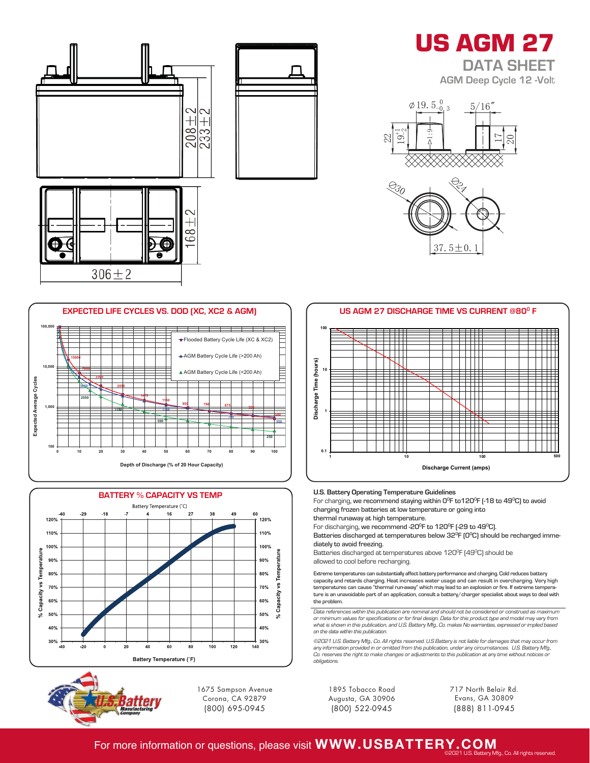# US AGM 27

## DATA SHEET

AGM Deep Cycle 12 -Volt

208±2

233±2

168±2

306±2

Ø19.5 0 -0.3

5/16″

22

19 +1 -2

1:9

17

20

Ø30

Ø24

37.5±0.1

## EXPECTED LIFE CYCLES VS. DOD (XC, XC2 & AGM)

Expected Average Cycles

100,000

10,000

1,000

100

0 10 20 30 40 50 60 70 80 90 100

Depth of Discharge (% of 20 Hour Capacity)

Flooded Battery Cycle Life (XC & XC2)

AGM Battery Cycle Life (>200 Ah)

AGM Battery Cycle Life (<200 Ah)

15000

7000

3300

3050

2050

2550

1475

1150

1150

950

1000

780

675

500

780

500

500

550

250

## US AGM 27 DISCHARGE TIME VS CURRENT @80⁰ F

Discharge Time (hours)

100

10

1

0.1

1 10 100 500

Discharge Current (amps)

## BATTERY % CAPACITY VS TEMP

Battery Temperature (˚C)

-40 -29 -18 -7 4 16 27 38 49 60

% Capacity vs Temperature

120% 110% 100% 90% 80% 70% 60% 50% 40% 30%

-40 -20 0 20 40 60 80 100 120 140

Battery Temperature (˚F)

**U.S. Battery Operating Temperature Guidelines**

For charging, we recommend staying within 0⁰F to120⁰F (-18 to 49⁰C) to avoid charging frozen batteries at low temperature or going into thermal runaway at high temperature.

For discharging, we recommend -20⁰F to 120⁰F (-29 to 49⁰C).

Batteries discharged at temperatures below 32⁰F (0⁰C) should be recharged immediately to avoid freezing.

Batteries discharged at temperatures above 120⁰F (49⁰C) should be allowed to cool before recharging.

Extreme temperatures can substantially affect battery performance and charging. Cold reduces battery capacity and retards charging. Heat increases water usage and can result in overcharging. Very high temperatures can cause "thermal run-away" which may lead to an explosion or fire. If extreme temperature is an unavoidable part of an application, consult a battery/charger specialist about ways to deal with the problem.

*Data references within this publication are nominal and should not be considered or construed as maximum or minimum values for specifications or for final design. Data for this product type and model may vary from what is shown in this publication, and U.S. Battery Mfg., Co. makes No warranties, expressed or implied based on the data within this publication.*

*©2021 U.S. Battery Mfg., Co. All rights reserved. U.S Battery is not liable for damages that may occur from any information provided in or omitted from this publication, under any circumstances. U.S. Battery Mfg., Co. reserves the right to make changes or adjustments to this publication at any time without notices or obligations.*

U.S. Battery Manufacturing Company

1675 Sampson Avenue
Corona, CA 92879
(800) 695-0945

1895 Tobacco Road
Augusta, GA 30906
(800) 522-0945

717 North Belair Rd.
Evans, GA 30809
(888) 811-0945

For more information or questions, please visit **WWW.USBATTERY.COM**

©2021 U.S. Battery Mfg., Co. All rights reserved.